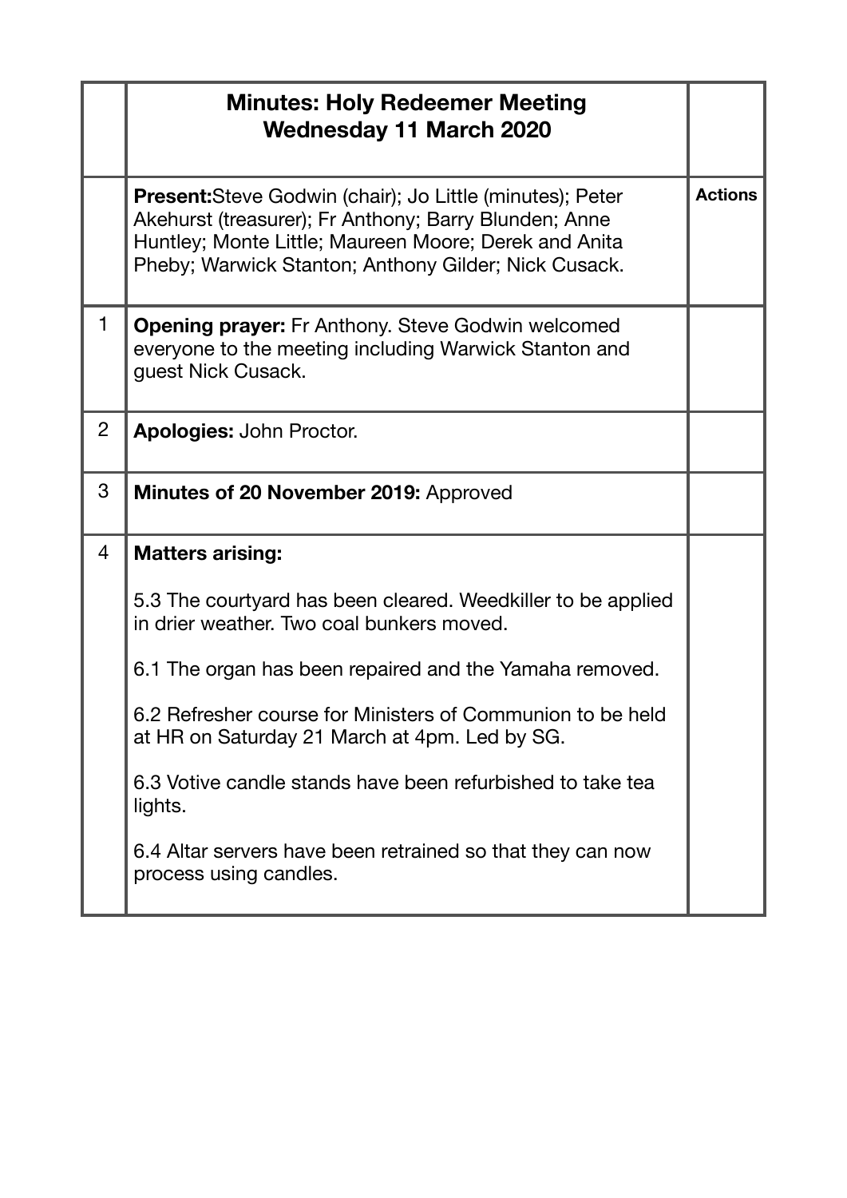| | **Minutes: Holy Redeemer Meeting Wednesday 11 March 2020** | |
|---|---|---|
| | **Present:** Steve Godwin (chair); Jo Little (minutes); Peter Akehurst (treasurer); Fr Anthony; Barry Blunden; Anne Huntley; Monte Little; Maureen Moore; Derek and Anita Pheby; Warwick Stanton; Anthony Gilder; Nick Cusack. | **Actions** |
| 1 | **Opening prayer:** Fr Anthony. Steve Godwin welcomed everyone to the meeting including Warwick Stanton and guest Nick Cusack. | |
| 2 | **Apologies:** John Proctor. | |
| 3 | **Minutes of 20 November 2019:** Approved | |
| 4 | **Matters arising:**<br><br>5.3 The courtyard has been cleared. Weedkiller to be applied in drier weather. Two coal bunkers moved.<br><br>6.1 The organ has been repaired and the Yamaha removed.<br><br>6.2 Refresher course for Ministers of Communion to be held at HR on Saturday 21 March at 4pm. Led by SG.<br><br>6.3 Votive candle stands have been refurbished to take tea lights.<br><br>6.4 Altar servers have been retrained so that they can now process using candles. | |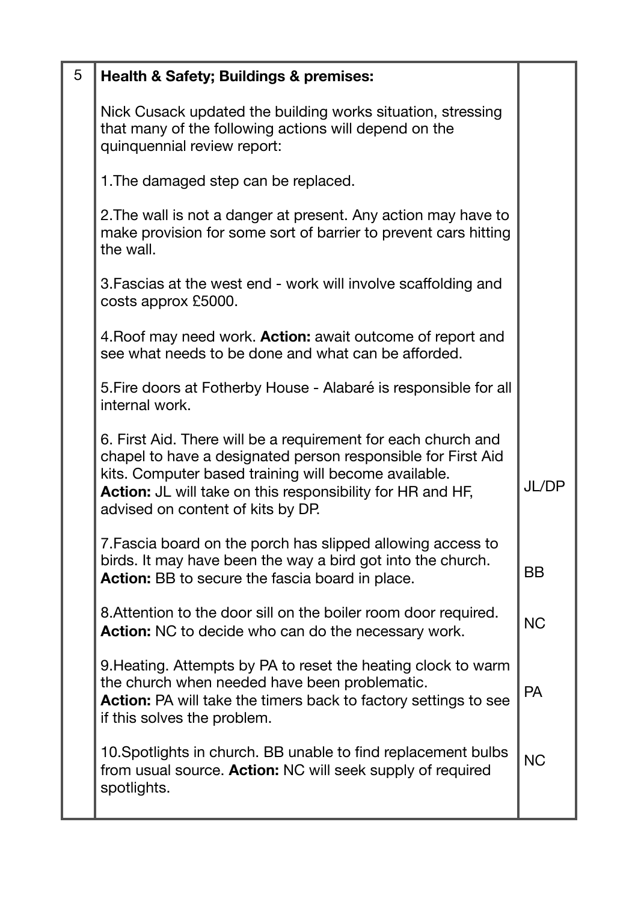| 5 | **Health & Safety; Buildings & premises:**<br><br>Nick Cusack updated the building works situation, stressing that many of the following actions will depend on the quinquennial review report:<br><br>1.The damaged step can be replaced.<br><br>2.The wall is not a danger at present. Any action may have to make provision for some sort of barrier to prevent cars hitting the wall.<br><br>3.Fascias at the west end - work will involve scaffolding and costs approx £5000.<br><br>4.Roof may need work. **Action:** await outcome of report and see what needs to be done and what can be afforded.<br><br>5.Fire doors at Fotherby House - Alabaré is responsible for all internal work. | |
|---|---|---|
| | 6. First Aid. There will be a requirement for each church and chapel to have a designated person responsible for First Aid kits. Computer based training will become available.<br>**Action:** JL will take on this responsibility for HR and HF, advised on content of kits by DP. | JL/DP |
| | 7.Fascia board on the porch has slipped allowing access to birds. It may have been the way a bird got into the church.<br>**Action:** BB to secure the fascia board in place. | BB |
| | 8.Attention to the door sill on the boiler room door required.<br>**Action:** NC to decide who can do the necessary work. | NC |
| | 9.Heating. Attempts by PA to reset the heating clock to warm the church when needed have been problematic.<br>**Action:** PA will take the timers back to factory settings to see if this solves the problem. | PA |
| | 10.Spotlights in church. BB unable to find replacement bulbs from usual source. **Action:** NC will seek supply of required spotlights. | NC |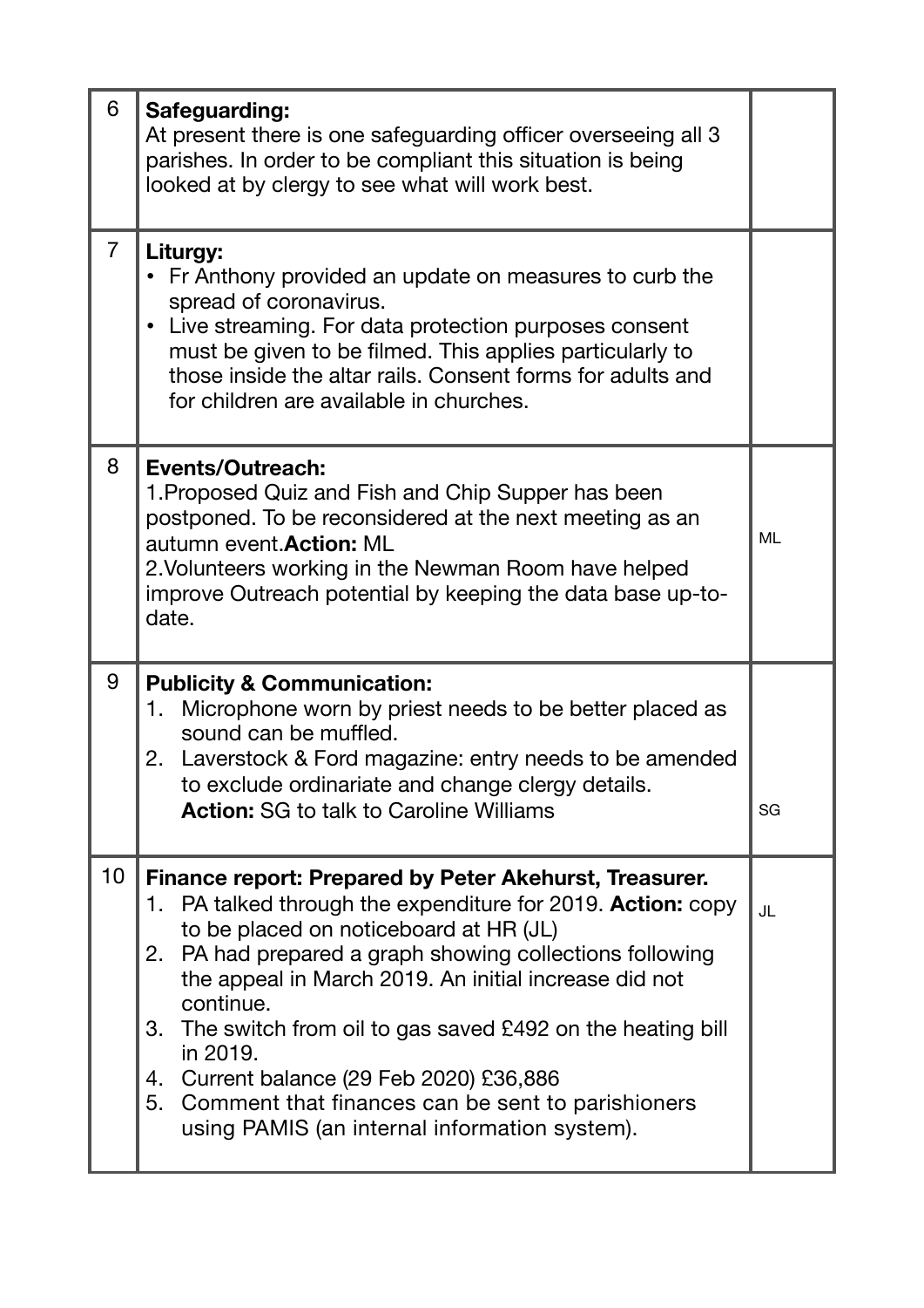| | | |
|---|---|---|
| 6 | **Safeguarding:**<br>At present there is one safeguarding officer overseeing all 3 parishes. In order to be compliant this situation is being looked at by clergy to see what will work best. | |
| 7 | **Liturgy:**<br>• Fr Anthony provided an update on measures to curb the spread of coronavirus.<br>• Live streaming. For data protection purposes consent must be given to be filmed. This applies particularly to those inside the altar rails. Consent forms for adults and for children are available in churches. | |
| 8 | **Events/Outreach:**<br>1.Proposed Quiz and Fish and Chip Supper has been postponed. To be reconsidered at the next meeting as an autumn event.**Action:** ML<br>2.Volunteers working in the Newman Room have helped improve Outreach potential by keeping the data base up-to-date. | ML |
| 9 | **Publicity & Communication:**<br>1. Microphone worn by priest needs to be better placed as sound can be muffled.<br>2. Laverstock & Ford magazine: entry needs to be amended to exclude ordinariate and change clergy details. **Action:** SG to talk to Caroline Williams | SG |
| 10 | **Finance report: Prepared by Peter Akehurst, Treasurer.**<br>1. PA talked through the expenditure for 2019. **Action:** copy to be placed on noticeboard at HR (JL)<br>2. PA had prepared a graph showing collections following the appeal in March 2019. An initial increase did not continue.<br>3. The switch from oil to gas saved £492 on the heating bill in 2019.<br>4. Current balance (29 Feb 2020) £36,886<br>5. Comment that finances can be sent to parishioners using PAMIS (an internal information system). | JL |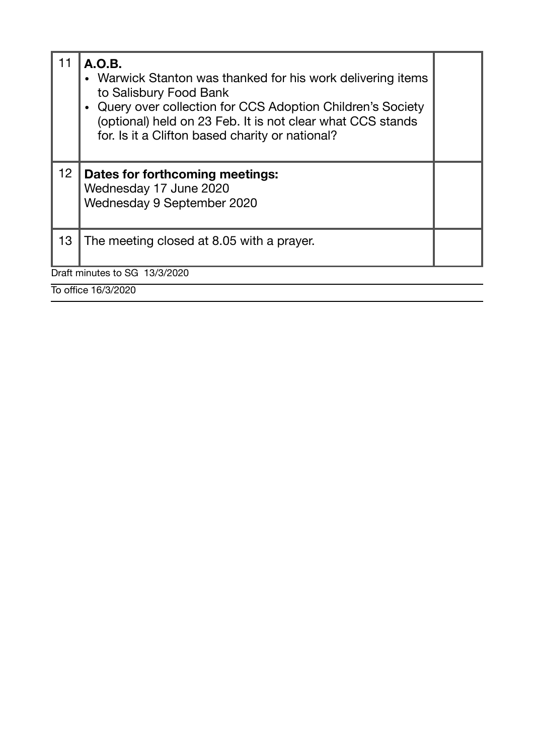| | | |
|---|---|---|
| 11 | **A.O.B.**<br>• Warwick Stanton was thanked for his work delivering items to Salisbury Food Bank<br>• Query over collection for CCS Adoption Children's Society (optional) held on 23 Feb. It is not clear what CCS stands for. Is it a Clifton based charity or national? | |
| 12 | **Dates for forthcoming meetings:**<br>Wednesday 17 June 2020<br>Wednesday 9 September 2020 | |
| 13 | The meeting closed at 8.05 with a prayer. | |

Draft minutes to SG 13/3/2020

To office 16/3/2020